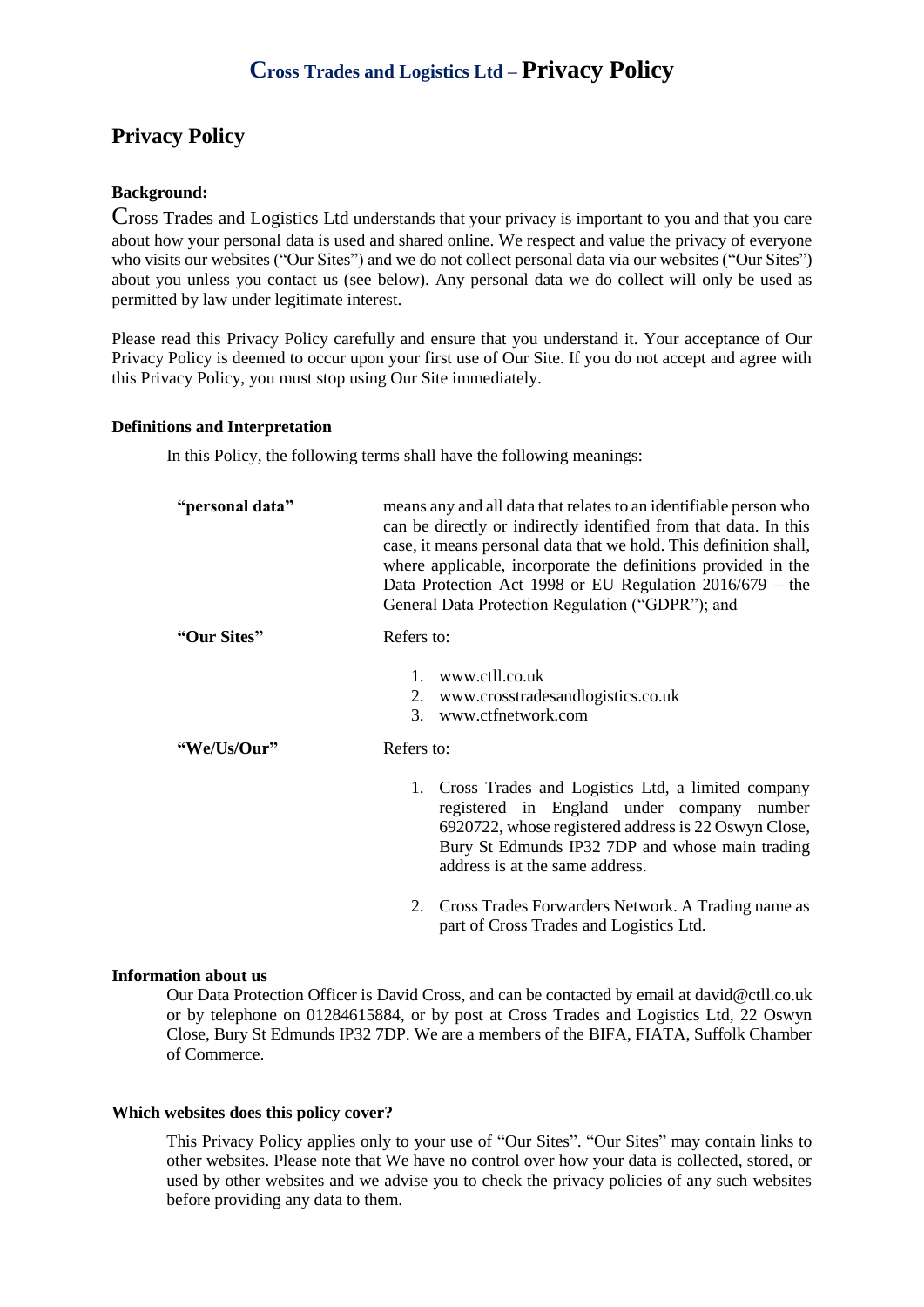# Cross Trades and Logistics Ltd – Privacy Policy

## Privacy Policy

**Background:**

Cross Trades and Logistics Ltd understands that your privacy is important to you and that you care about how your personal data is used and shared online. We respect and value the privacy of everyone who visits our websites ("Our Sites") and we do not collect personal data via our websites ("Our Sites") about you unless you contact us (see below). Any personal data we do collect will only be used as permitted by law under legitimate interest.

Please read this Privacy Policy carefully and ensure that you understand it. Your acceptance of Our Privacy Policy is deemed to occur upon your first use of Our Site. If you do not accept and agree with this Privacy Policy, you must stop using Our Site immediately.

**Definitions and Interpretation**

In this Policy, the following terms shall have the following meanings:

**"personal data"** means any and all data that relates to an identifiable person who can be directly or indirectly identified from that data. In this case, it means personal data that we hold. This definition shall, where applicable, incorporate the definitions provided in the Data Protection Act 1998 or EU Regulation 2016/679 – the General Data Protection Regulation ("GDPR"); and

**"Our Sites"** Refers to:

1. www.ctll.co.uk
2. www.crosstradesandlogistics.co.uk
3. www.ctfnetwork.com

**"We/Us/Our"** Refers to:

1. Cross Trades and Logistics Ltd, a limited company registered in England under company number 6920722, whose registered address is 22 Oswyn Close, Bury St Edmunds IP32 7DP and whose main trading address is at the same address.
2. Cross Trades Forwarders Network. A Trading name as part of Cross Trades and Logistics Ltd.

**Information about us**

Our Data Protection Officer is David Cross, and can be contacted by email at david@ctll.co.uk or by telephone on 01284615884, or by post at Cross Trades and Logistics Ltd, 22 Oswyn Close, Bury St Edmunds IP32 7DP. We are a members of the BIFA, FIATA, Suffolk Chamber of Commerce.

**Which websites does this policy cover?**

This Privacy Policy applies only to your use of "Our Sites". "Our Sites" may contain links to other websites. Please note that We have no control over how your data is collected, stored, or used by other websites and we advise you to check the privacy policies of any such websites before providing any data to them.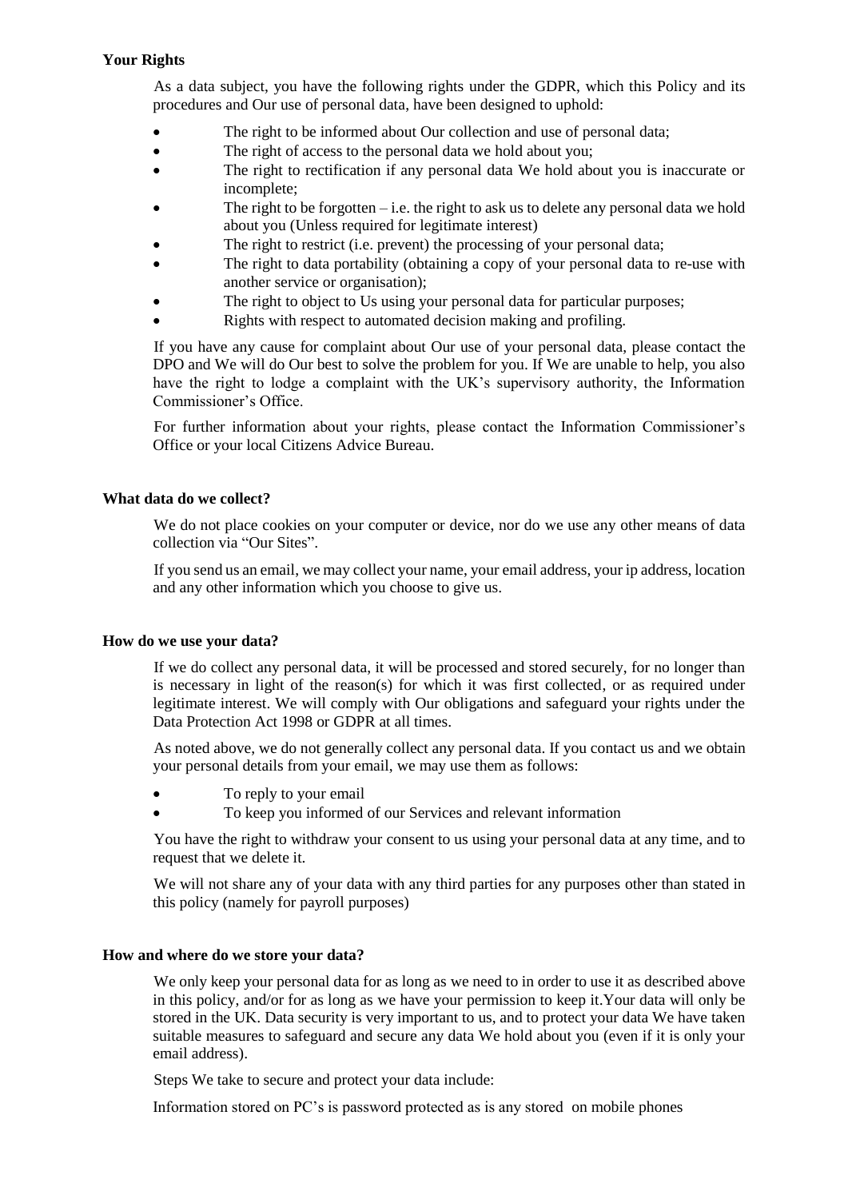**Your Rights**

As a data subject, you have the following rights under the GDPR, which this Policy and its procedures and Our use of personal data, have been designed to uphold:

- The right to be informed about Our collection and use of personal data;
- The right of access to the personal data we hold about you;
- The right to rectification if any personal data We hold about you is inaccurate or incomplete;
- The right to be forgotten – i.e. the right to ask us to delete any personal data we hold about you (Unless required for legitimate interest)
- The right to restrict (i.e. prevent) the processing of your personal data;
- The right to data portability (obtaining a copy of your personal data to re-use with another service or organisation);
- The right to object to Us using your personal data for particular purposes;
- Rights with respect to automated decision making and profiling.

If you have any cause for complaint about Our use of your personal data, please contact the DPO and We will do Our best to solve the problem for you. If We are unable to help, you also have the right to lodge a complaint with the UK's supervisory authority, the Information Commissioner's Office.

For further information about your rights, please contact the Information Commissioner's Office or your local Citizens Advice Bureau.

**What data do we collect?**

We do not place cookies on your computer or device, nor do we use any other means of data collection via "Our Sites".

If you send us an email, we may collect your name, your email address, your ip address, location and any other information which you choose to give us.

**How do we use your data?**

If we do collect any personal data, it will be processed and stored securely, for no longer than is necessary in light of the reason(s) for which it was first collected, or as required under legitimate interest. We will comply with Our obligations and safeguard your rights under the Data Protection Act 1998 or GDPR at all times.

As noted above, we do not generally collect any personal data. If you contact us and we obtain your personal details from your email, we may use them as follows:

- To reply to your email
- To keep you informed of our Services and relevant information

You have the right to withdraw your consent to us using your personal data at any time, and to request that we delete it.

We will not share any of your data with any third parties for any purposes other than stated in this policy (namely for payroll purposes)

**How and where do we store your data?**

We only keep your personal data for as long as we need to in order to use it as described above in this policy, and/or for as long as we have your permission to keep it.Your data will only be stored in the UK. Data security is very important to us, and to protect your data We have taken suitable measures to safeguard and secure any data We hold about you (even if it is only your email address).

Steps We take to secure and protect your data include:

Information stored on PC's is password protected as is any stored on mobile phones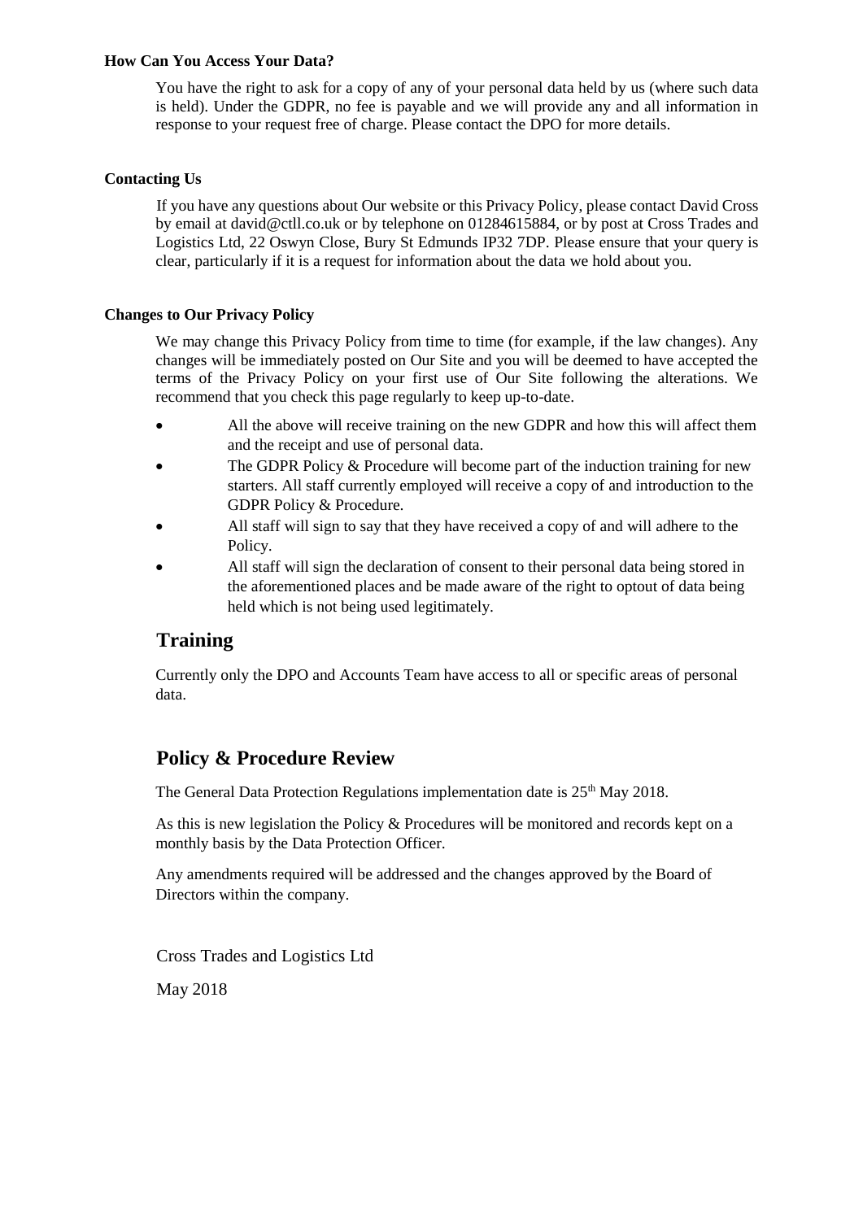**How Can You Access Your Data?**

You have the right to ask for a copy of any of your personal data held by us (where such data is held). Under the GDPR, no fee is payable and we will provide any and all information in response to your request free of charge. Please contact the DPO for more details.

**Contacting Us**

If you have any questions about Our website or this Privacy Policy, please contact David Cross by email at david@ctll.co.uk or by telephone on 01284615884, or by post at Cross Trades and Logistics Ltd, 22 Oswyn Close, Bury St Edmunds IP32 7DP. Please ensure that your query is clear, particularly if it is a request for information about the data we hold about you.

**Changes to Our Privacy Policy**

We may change this Privacy Policy from time to time (for example, if the law changes). Any changes will be immediately posted on Our Site and you will be deemed to have accepted the terms of the Privacy Policy on your first use of Our Site following the alterations. We recommend that you check this page regularly to keep up-to-date.

- All the above will receive training on the new GDPR and how this will affect them and the receipt and use of personal data.
- The GDPR Policy & Procedure will become part of the induction training for new starters. All staff currently employed will receive a copy of and introduction to the GDPR Policy & Procedure.
- All staff will sign to say that they have received a copy of and will adhere to the Policy.
- All staff will sign the declaration of consent to their personal data being stored in the aforementioned places and be made aware of the right to optout of data being held which is not being used legitimately.

## Training

Currently only the DPO and Accounts Team have access to all or specific areas of personal data.

## Policy & Procedure Review

The General Data Protection Regulations implementation date is 25th May 2018.

As this is new legislation the Policy & Procedures will be monitored and records kept on a monthly basis by the Data Protection Officer.

Any amendments required will be addressed and the changes approved by the Board of Directors within the company.

Cross Trades and Logistics Ltd

May 2018